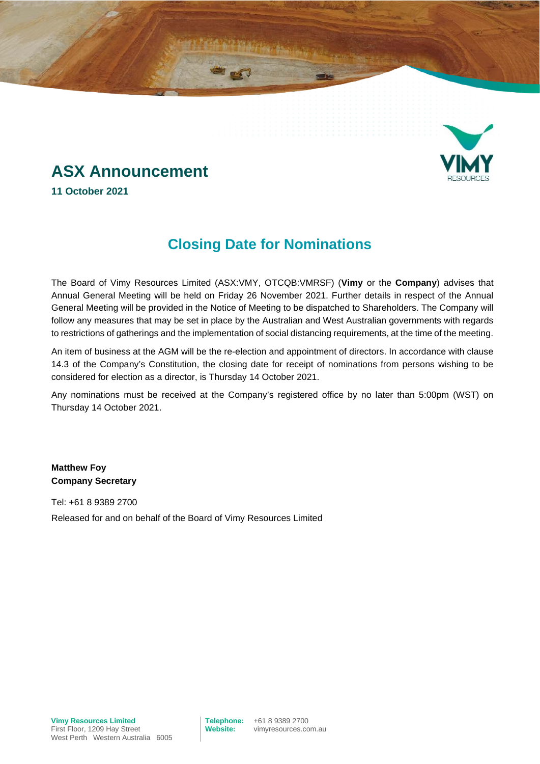# ASX Announcement

**11 October 2021**

## Closing Date for Nominations

The Board of Vimy Resources Limited (ASX:VMY, OTCQB:VMRSF) (**Vimy** or the **Company**) advises that Annual General Meeting will be held on Friday 26 November 2021. Further details in respect of the Annual General Meeting will be provided in the Notice of Meeting to be dispatched to Shareholders. The Company will follow any measures that may be set in place by the Australian and West Australian governments with regards to restrictions of gatherings and the implementation of social distancing requirements, at the time of the meeting.

An item of business at the AGM will be the re-election and appointment of directors. In accordance with clause 14.3 of the Company's Constitution, the closing date for receipt of nominations from persons wishing to be considered for election as a director, is Thursday 14 October 2021.

Any nominations must be received at the Company's registered office by no later than 5:00pm (WST) on Thursday 14 October 2021.

**Matthew Foy**
**Company Secretary**

Tel: +61 8 9389 2700

Released for and on behalf of the Board of Vimy Resources Limited

**Vimy Resources Limited**
First Floor, 1209 Hay Street
West Perth Western Australia 6005

**Telephone:** +61 8 9389 2700
**Website:** vimyresources.com.au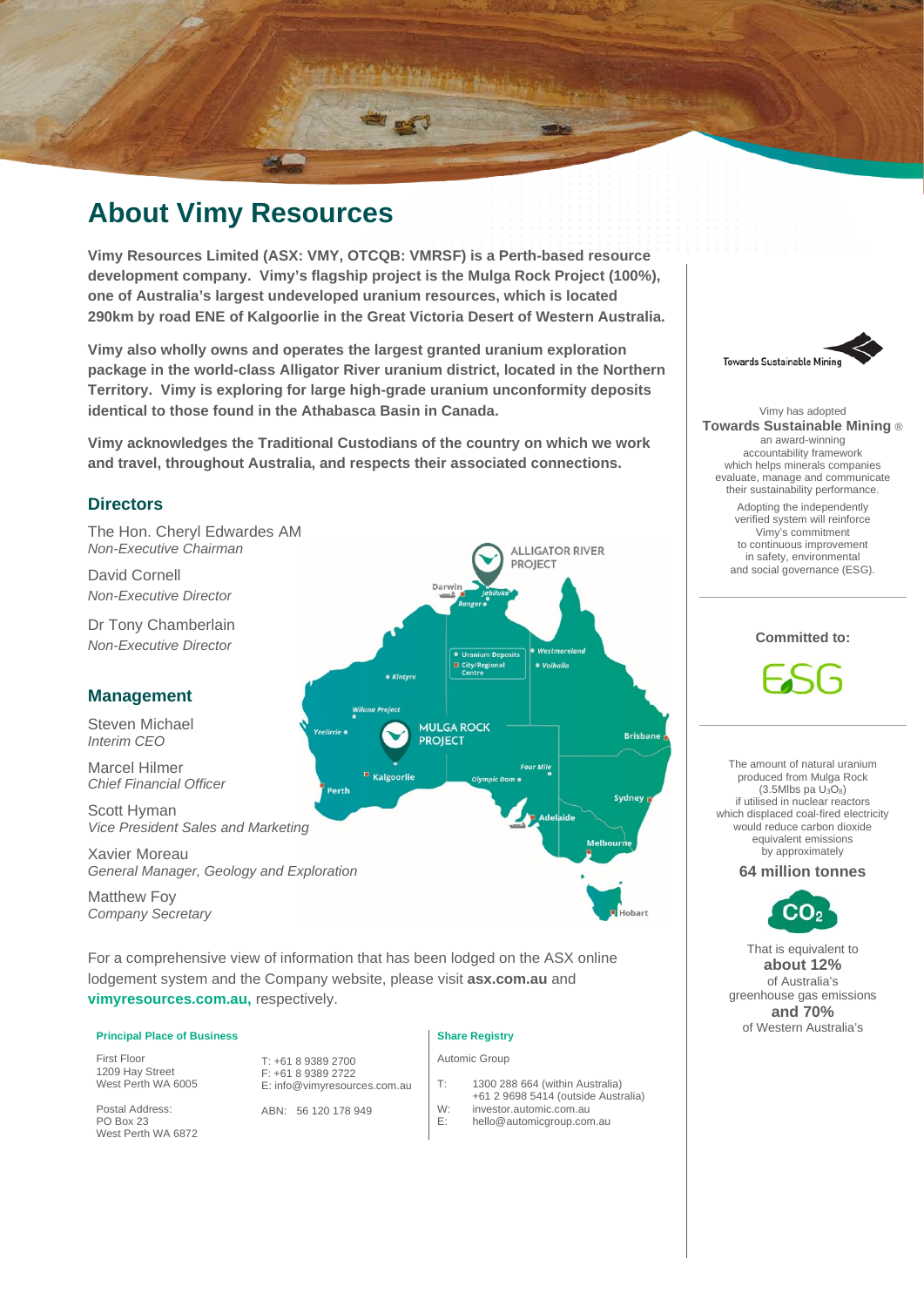# About Vimy Resources

**Vimy Resources Limited (ASX: VMY, OTCQB: VMRSF) is a Perth-based resource development company. Vimy's flagship project is the Mulga Rock Project (100%), one of Australia's largest undeveloped uranium resources, which is located 290km by road ENE of Kalgoorlie in the Great Victoria Desert of Western Australia.**

**Vimy also wholly owns and operates the largest granted uranium exploration package in the world-class Alligator River uranium district, located in the Northern Territory. Vimy is exploring for large high-grade uranium unconformity deposits identical to those found in the Athabasca Basin in Canada.**

**Vimy acknowledges the Traditional Custodians of the country on which we work and travel, throughout Australia, and respects their associated connections.**

## Directors

The Hon. Cheryl Edwardes AM
*Non-Executive Chairman*

David Cornell
*Non-Executive Director*

Dr Tony Chamberlain
*Non-Executive Director*

## Management

Steven Michael
*Interim CEO*

Marcel Hilmer
*Chief Financial Officer*

Scott Hyman
*Vice President Sales and Marketing*

Xavier Moreau
*General Manager, Geology and Exploration*

Matthew Foy
*Company Secretary*

ALLIGATOR RIVER PROJECT
Darwin
Jabiluka
Ranger
Uranium Deposits
City/Regional Centre
Westmoreland
Valhalla
Kintyre
Wiluna Project
Yeelirrie
MULGA ROCK PROJECT
Brisbane
Kalgoorlie
Perth
Four Mile
Olympic Dam
Sydney
Adelaide
Melbourne
Hobart

For a comprehensive view of information that has been lodged on the ASX online lodgement system and the Company website, please visit **asx.com.au** and **vimyresources.com.au,** respectively.

**Principal Place of Business**

First Floor
1209 Hay Street
West Perth WA 6005

Postal Address:
PO Box 23
West Perth WA 6872

T: +61 8 9389 2700
F: +61 8 9389 2722
E: info@vimyresources.com.au

ABN: 56 120 178 949

**Share Registry**

Automic Group

T: 1300 288 664 (within Australia)
+61 2 9698 5414 (outside Australia)
W: investor.automic.com.au
E: hello@automicgroup.com.au

Towards Sustainable Mining

Vimy has adopted
**Towards Sustainable Mining ®**
an award-winning accountability framework which helps minerals companies evaluate, manage and communicate their sustainability performance.

Adopting the independently verified system will reinforce Vimy's commitment to continuous improvement in safety, environmental and social governance (ESG).

**Committed to:**

ESG

The amount of natural uranium produced from Mulga Rock (3.5Mlbs pa $U_3O_8$) if utilised in nuclear reactors which displaced coal-fired electricity would reduce carbon dioxide equivalent emissions by approximately

**64 million tonnes**

$CO_2$

That is equivalent to
**about 12%**
of Australia's greenhouse gas emissions
**and 70%**
of Western Australia's